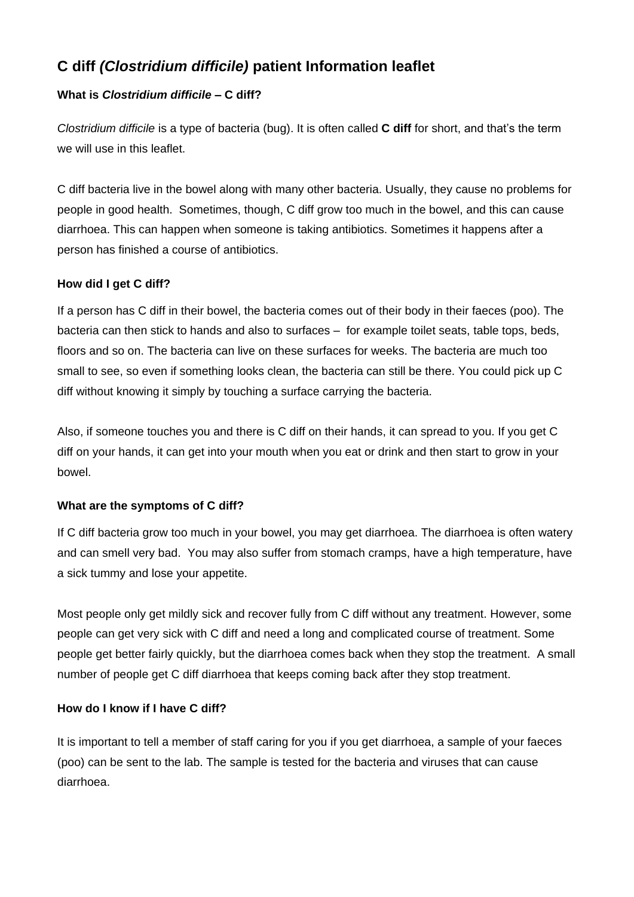# C diff *(Clostridium difficile)* patient Information leaflet

### What is *Clostridium difficile* – C diff?

*Clostridium difficile* is a type of bacteria (bug). It is often called **C diff** for short, and that's the term we will use in this leaflet.

C diff bacteria live in the bowel along with many other bacteria. Usually, they cause no problems for people in good health. Sometimes, though, C diff grow too much in the bowel, and this can cause diarrhoea. This can happen when someone is taking antibiotics. Sometimes it happens after a person has finished a course of antibiotics.

### How did I get C diff?

If a person has C diff in their bowel, the bacteria comes out of their body in their faeces (poo). The bacteria can then stick to hands and also to surfaces – for example toilet seats, table tops, beds, floors and so on. The bacteria can live on these surfaces for weeks. The bacteria are much too small to see, so even if something looks clean, the bacteria can still be there. You could pick up C diff without knowing it simply by touching a surface carrying the bacteria.

Also, if someone touches you and there is C diff on their hands, it can spread to you. If you get C diff on your hands, it can get into your mouth when you eat or drink and then start to grow in your bowel.

### What are the symptoms of C diff?

If C diff bacteria grow too much in your bowel, you may get diarrhoea. The diarrhoea is often watery and can smell very bad. You may also suffer from stomach cramps, have a high temperature, have a sick tummy and lose your appetite.

Most people only get mildly sick and recover fully from C diff without any treatment. However, some people can get very sick with C diff and need a long and complicated course of treatment. Some people get better fairly quickly, but the diarrhoea comes back when they stop the treatment. A small number of people get C diff diarrhoea that keeps coming back after they stop treatment.

### How do I know if I have C diff?

It is important to tell a member of staff caring for you if you get diarrhoea, a sample of your faeces (poo) can be sent to the lab. The sample is tested for the bacteria and viruses that can cause diarrhoea.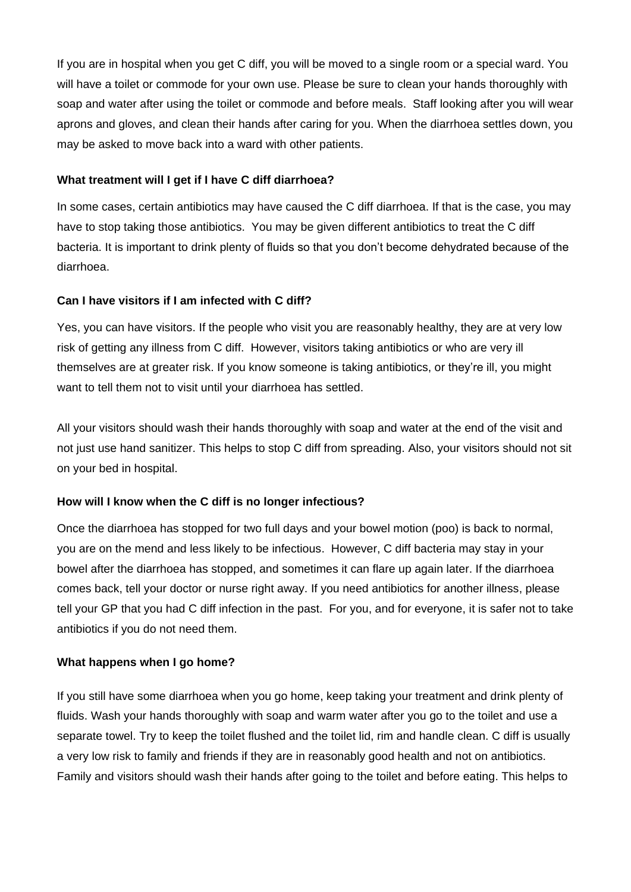If you are in hospital when you get C diff, you will be moved to a single room or a special ward. You will have a toilet or commode for your own use. Please be sure to clean your hands thoroughly with soap and water after using the toilet or commode and before meals. Staff looking after you will wear aprons and gloves, and clean their hands after caring for you. When the diarrhoea settles down, you may be asked to move back into a ward with other patients.

**What treatment will I get if I have C diff diarrhoea?**

In some cases, certain antibiotics may have caused the C diff diarrhoea. If that is the case, you may have to stop taking those antibiotics. You may be given different antibiotics to treat the C diff bacteria. It is important to drink plenty of fluids so that you don't become dehydrated because of the diarrhoea.

**Can I have visitors if I am infected with C diff?**

Yes, you can have visitors. If the people who visit you are reasonably healthy, they are at very low risk of getting any illness from C diff. However, visitors taking antibiotics or who are very ill themselves are at greater risk. If you know someone is taking antibiotics, or they're ill, you might want to tell them not to visit until your diarrhoea has settled.

All your visitors should wash their hands thoroughly with soap and water at the end of the visit and not just use hand sanitizer. This helps to stop C diff from spreading. Also, your visitors should not sit on your bed in hospital.

**How will I know when the C diff is no longer infectious?**

Once the diarrhoea has stopped for two full days and your bowel motion (poo) is back to normal, you are on the mend and less likely to be infectious. However, C diff bacteria may stay in your bowel after the diarrhoea has stopped, and sometimes it can flare up again later. If the diarrhoea comes back, tell your doctor or nurse right away. If you need antibiotics for another illness, please tell your GP that you had C diff infection in the past. For you, and for everyone, it is safer not to take antibiotics if you do not need them.

**What happens when I go home?**

If you still have some diarrhoea when you go home, keep taking your treatment and drink plenty of fluids. Wash your hands thoroughly with soap and warm water after you go to the toilet and use a separate towel. Try to keep the toilet flushed and the toilet lid, rim and handle clean. C diff is usually a very low risk to family and friends if they are in reasonably good health and not on antibiotics. Family and visitors should wash their hands after going to the toilet and before eating. This helps to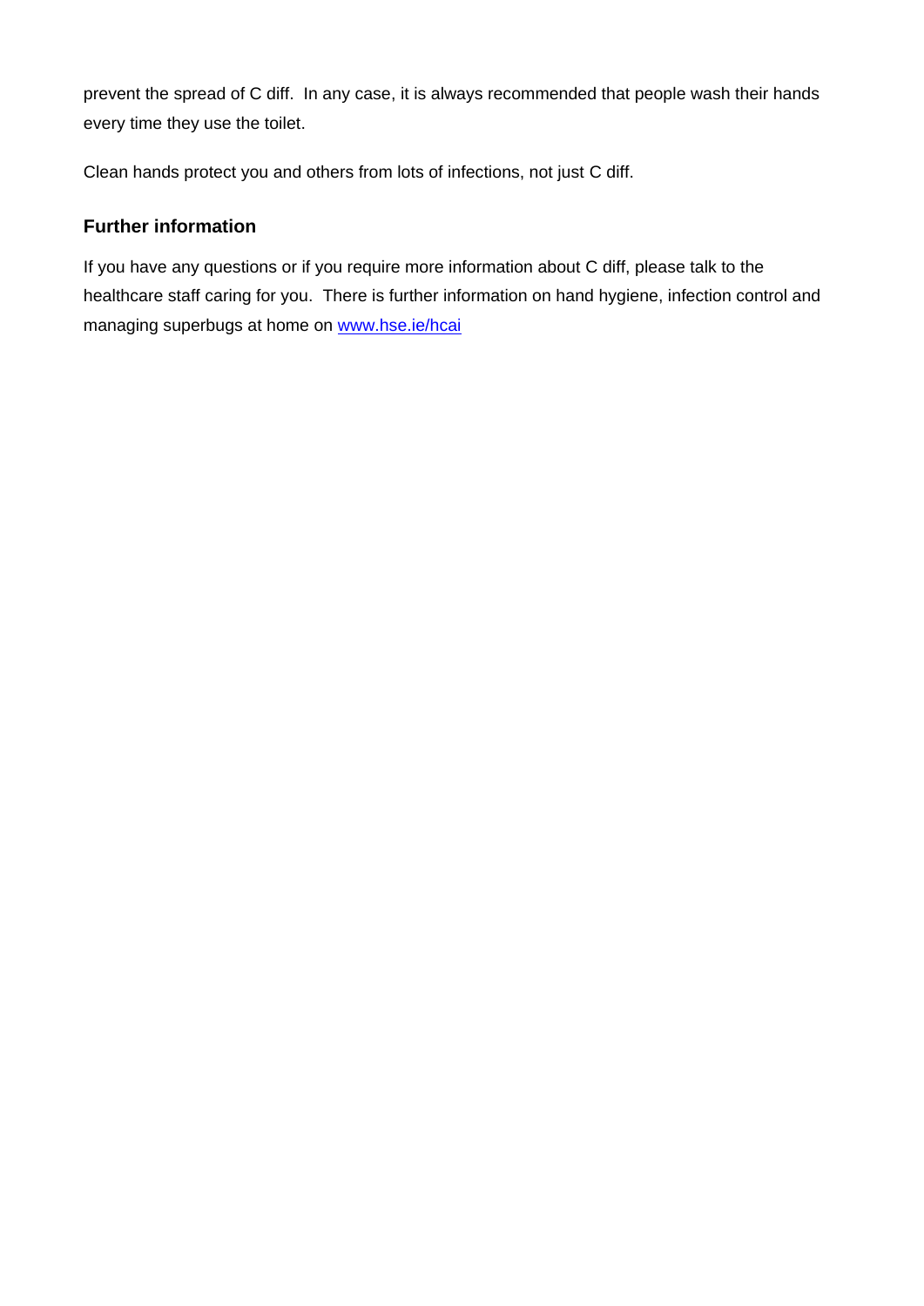prevent the spread of C diff.  In any case, it is always recommended that people wash their hands every time they use the toilet.

Clean hands protect you and others from lots of infections, not just C diff.

### Further information

If you have any questions or if you require more information about C diff, please talk to the healthcare staff caring for you.  There is further information on hand hygiene, infection control and managing superbugs at home on [www.hse.ie/hcai](http://www.hse.ie/hcai)